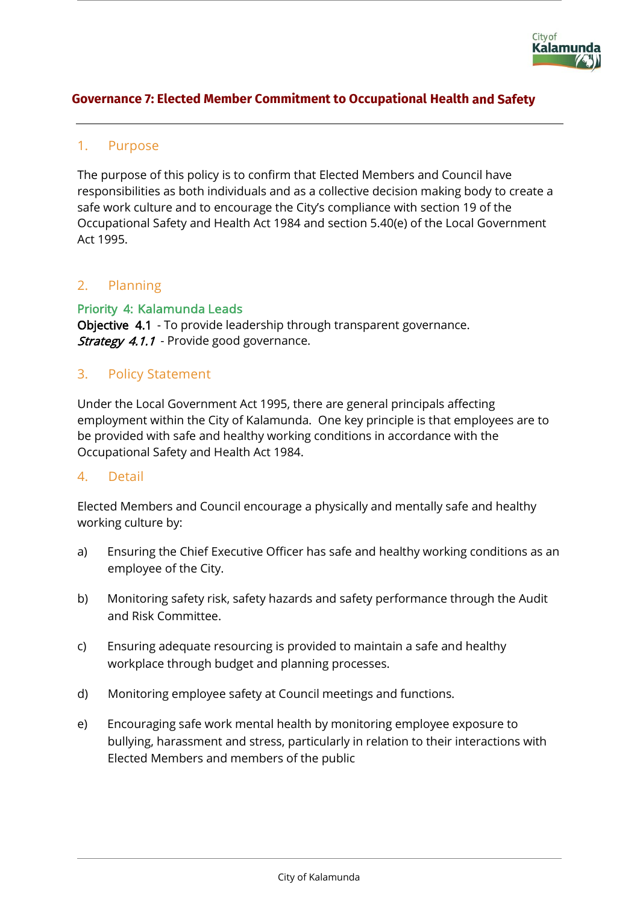# Governance 7: Elected Member Commitment to Occupational Health and Safety

## 1. Purpose

The purpose of this policy is to confirm that Elected Members and Council have responsibilities as both individuals and as a collective decision making body to create a safe work culture and to encourage the City's compliance with section 19 of the Occupational Safety and Health Act 1984 and section 5.40(e) of the Local Government Act 1995.

## 2. Planning

**Priority 4: Kalamunda Leads**
**Objective 4.1** - To provide leadership through transparent governance.
***Strategy 4.1.1*** - Provide good governance.

## 3. Policy Statement

Under the Local Government Act 1995, there are general principals affecting employment within the City of Kalamunda. One key principle is that employees are to be provided with safe and healthy working conditions in accordance with the Occupational Safety and Health Act 1984.

## 4. Detail

Elected Members and Council encourage a physically and mentally safe and healthy working culture by:

a) Ensuring the Chief Executive Officer has safe and healthy working conditions as an employee of the City.

b) Monitoring safety risk, safety hazards and safety performance through the Audit and Risk Committee.

c) Ensuring adequate resourcing is provided to maintain a safe and healthy workplace through budget and planning processes.

d) Monitoring employee safety at Council meetings and functions.

e) Encouraging safe work mental health by monitoring employee exposure to bullying, harassment and stress, particularly in relation to their interactions with Elected Members and members of the public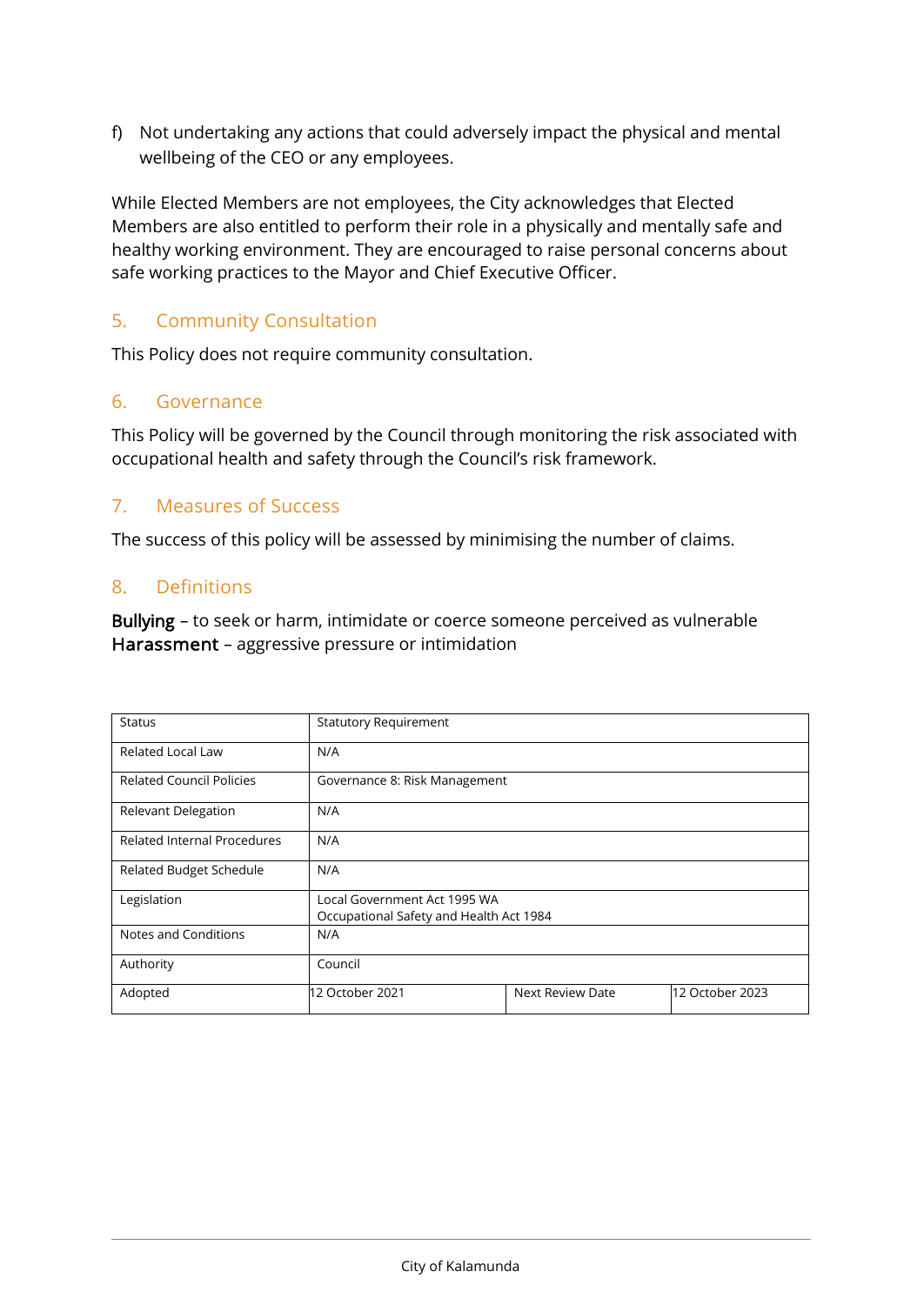f) Not undertaking any actions that could adversely impact the physical and mental wellbeing of the CEO or any employees.

While Elected Members are not employees, the City acknowledges that Elected Members are also entitled to perform their role in a physically and mentally safe and healthy working environment. They are encouraged to raise personal concerns about safe working practices to the Mayor and Chief Executive Officer.

## 5. Community Consultation

This Policy does not require community consultation.

## 6. Governance

This Policy will be governed by the Council through monitoring the risk associated with occupational health and safety through the Council's risk framework.

## 7. Measures of Success

The success of this policy will be assessed by minimising the number of claims.

## 8. Definitions

**Bullying** – to seek or harm, intimidate or coerce someone perceived as vulnerable
**Harassment** – aggressive pressure or intimidation

| | | | |
|---|---|---|---|
| Status | Statutory Requirement | | |
| Related Local Law | N/A | | |
| Related Council Policies | Governance 8: Risk Management | | |
| Relevant Delegation | N/A | | |
| Related Internal Procedures | N/A | | |
| Related Budget Schedule | N/A | | |
| Legislation | Local Government Act 1995 WA<br>Occupational Safety and Health Act 1984 | | |
| Notes and Conditions | N/A | | |
| Authority | Council | | |
| Adopted | 12 October 2021 | Next Review Date | 12 October 2023 |